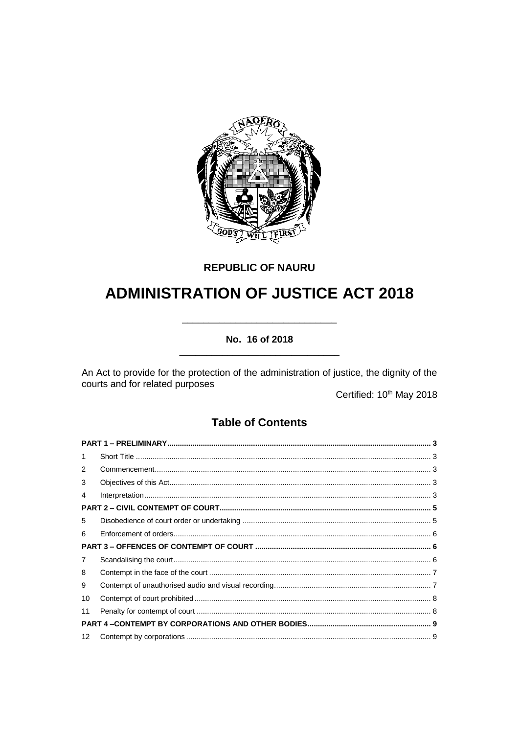**REPUBLIC OF NAURU**

# ADMINISTRATION OF JUSTICE ACT 2018

**No. 16 of 2018**

An Act to provide for the protection of the administration of justice, the dignity of the courts and for related purposes

Certified: 10th May 2018

## Table of Contents

| | | |
|---|---|---|
| **PART 1 – PRELIMINARY** | | **3** |
| 1 | Short Title | 3 |
| 2 | Commencement | 3 |
| 3 | Objectives of this Act | 3 |
| 4 | Interpretation | 3 |
| **PART 2 – CIVIL CONTEMPT OF COURT** | | **5** |
| 5 | Disobedience of court order or undertaking | 5 |
| 6 | Enforcement of orders | 6 |
| **PART 3 – OFFENCES OF CONTEMPT OF COURT** | | **6** |
| 7 | Scandalising the court | 6 |
| 8 | Contempt in the face of the court | 7 |
| 9 | Contempt of unauthorised audio and visual recording | 7 |
| 10 | Contempt of court prohibited | 8 |
| 11 | Penalty for contempt of court | 8 |
| **PART 4 –CONTEMPT BY CORPORATIONS AND OTHER BODIES** | | **9** |
| 12 | Contempt by corporations | 9 |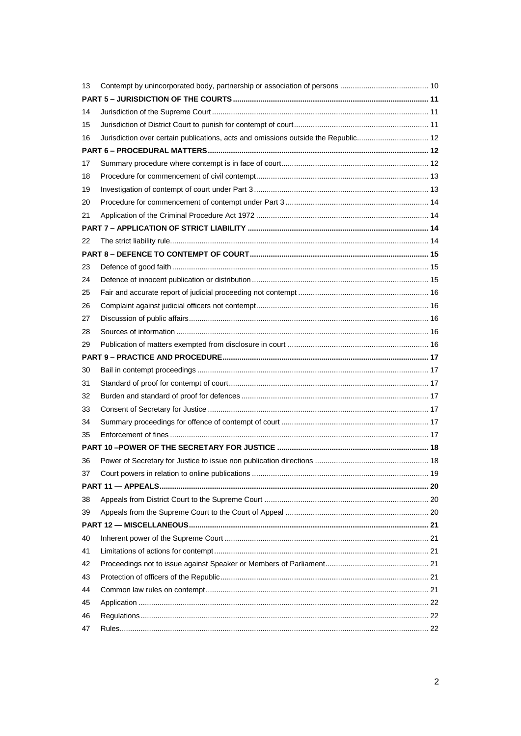| | | |
|---|---|---|
| 13 | Contempt by unincorporated body, partnership or association of persons | 10 |
| **PART 5 – JURISDICTION OF THE COURTS** | | **11** |
| 14 | Jurisdiction of the Supreme Court | 11 |
| 15 | Jurisdiction of District Court to punish for contempt of court | 11 |
| 16 | Jurisdiction over certain publications, acts and omissions outside the Republic | 12 |
| **PART 6 – PROCEDURAL MATTERS** | | **12** |
| 17 | Summary procedure where contempt is in face of court | 12 |
| 18 | Procedure for commencement of civil contempt | 13 |
| 19 | Investigation of contempt of court under Part 3 | 13 |
| 20 | Procedure for commencement of contempt under Part 3 | 14 |
| 21 | Application of the Criminal Procedure Act 1972 | 14 |
| **PART 7 – APPLICATION OF STRICT LIABILITY** | | **14** |
| 22 | The strict liability rule | 14 |
| **PART 8 – DEFENCE TO CONTEMPT OF COURT** | | **15** |
| 23 | Defence of good faith | 15 |
| 24 | Defence of innocent publication or distribution | 15 |
| 25 | Fair and accurate report of judicial proceeding not contempt | 16 |
| 26 | Complaint against judicial officers not contempt | 16 |
| 27 | Discussion of public affairs | 16 |
| 28 | Sources of information | 16 |
| 29 | Publication of matters exempted from disclosure in court | 16 |
| **PART 9 – PRACTICE AND PROCEDURE** | | **17** |
| 30 | Bail in contempt proceedings | 17 |
| 31 | Standard of proof for contempt of court | 17 |
| 32 | Burden and standard of proof for defences | 17 |
| 33 | Consent of Secretary for Justice | 17 |
| 34 | Summary proceedings for offence of contempt of court | 17 |
| 35 | Enforcement of fines | 17 |
| **PART 10 –POWER OF THE SECRETARY FOR JUSTICE** | | **18** |
| 36 | Power of Secretary for Justice to issue non publication directions | 18 |
| 37 | Court powers in relation to online publications | 19 |
| **PART 11 — APPEALS** | | **20** |
| 38 | Appeals from District Court to the Supreme Court | 20 |
| 39 | Appeals from the Supreme Court to the Court of Appeal | 20 |
| **PART 12 — MISCELLANEOUS** | | **21** |
| 40 | Inherent power of the Supreme Court | 21 |
| 41 | Limitations of actions for contempt | 21 |
| 42 | Proceedings not to issue against Speaker or Members of Parliament | 21 |
| 43 | Protection of officers of the Republic | 21 |
| 44 | Common law rules on contempt | 21 |
| 45 | Application | 22 |
| 46 | Regulations | 22 |
| 47 | Rules | 22 |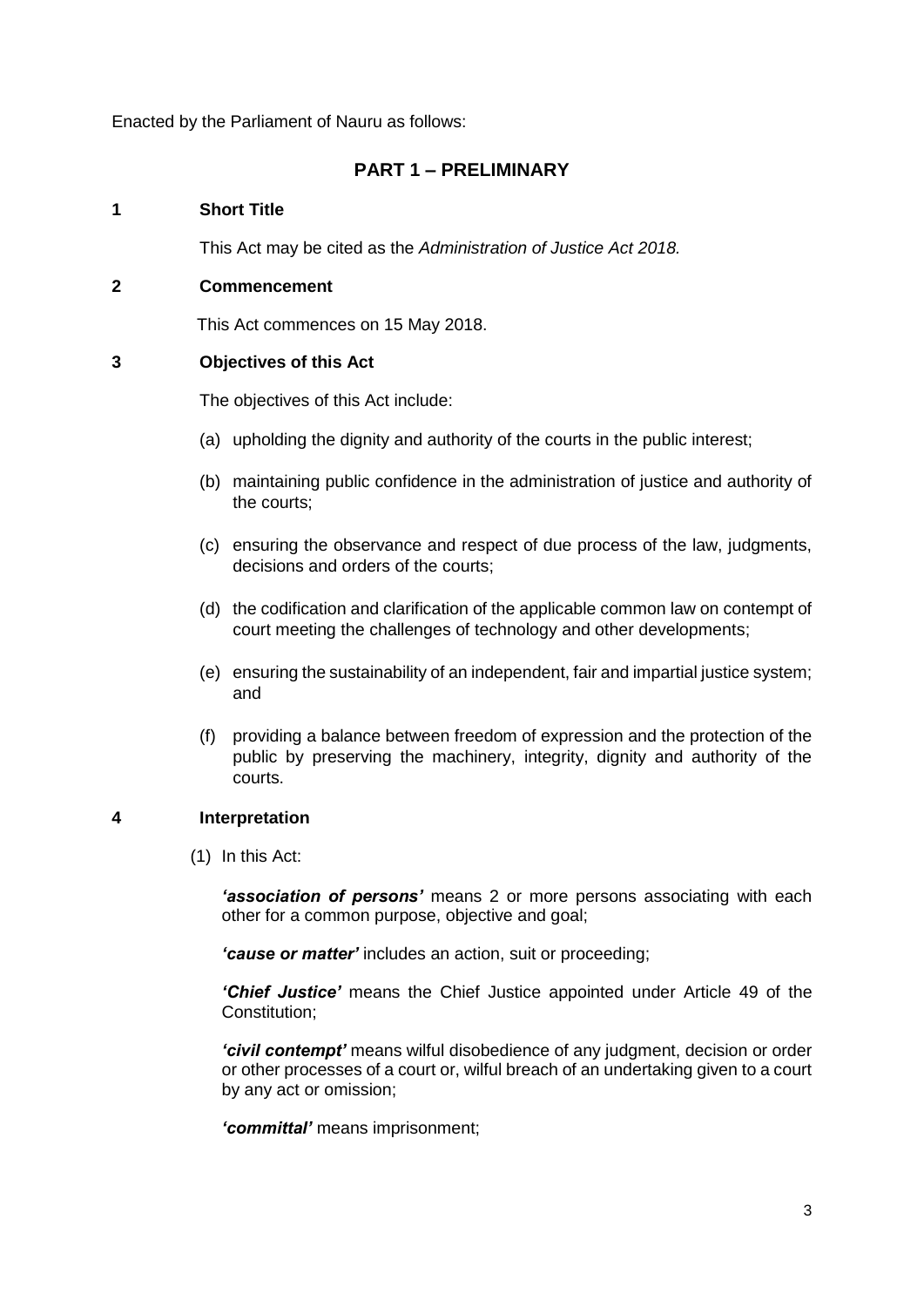Enacted by the Parliament of Nauru as follows:

## PART 1 – PRELIMINARY

### 1 Short Title

This Act may be cited as the *Administration of Justice Act 2018*.

### 2 Commencement

This Act commences on 15 May 2018.

### 3 Objectives of this Act

The objectives of this Act include:

(a) upholding the dignity and authority of the courts in the public interest;

(b) maintaining public confidence in the administration of justice and authority of the courts;

(c) ensuring the observance and respect of due process of the law, judgments, decisions and orders of the courts;

(d) the codification and clarification of the applicable common law on contempt of court meeting the challenges of technology and other developments;

(e) ensuring the sustainability of an independent, fair and impartial justice system; and

(f) providing a balance between freedom of expression and the protection of the public by preserving the machinery, integrity, dignity and authority of the courts.

### 4 Interpretation

(1) In this Act:

***'association of persons'*** means 2 or more persons associating with each other for a common purpose, objective and goal;

***'cause or matter'*** includes an action, suit or proceeding;

***'Chief Justice'*** means the Chief Justice appointed under Article 49 of the Constitution;

***'civil contempt'*** means wilful disobedience of any judgment, decision or order or other processes of a court or, wilful breach of an undertaking given to a court by any act or omission;

***'committal'*** means imprisonment;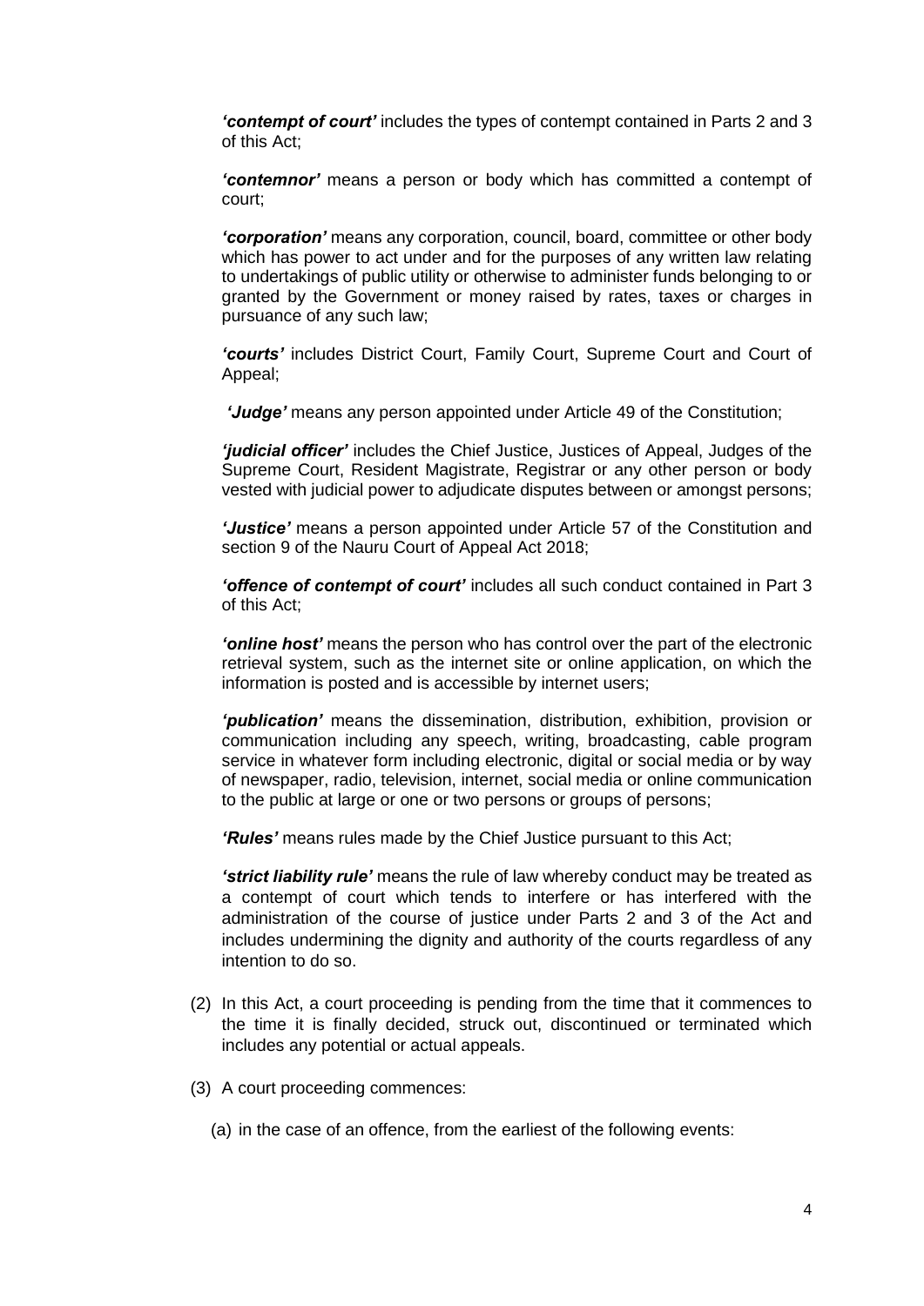***'contempt of court'*** includes the types of contempt contained in Parts 2 and 3 of this Act;

***'contemnor'*** means a person or body which has committed a contempt of court;

***'corporation'*** means any corporation, council, board, committee or other body which has power to act under and for the purposes of any written law relating to undertakings of public utility or otherwise to administer funds belonging to or granted by the Government or money raised by rates, taxes or charges in pursuance of any such law;

***'courts'*** includes District Court, Family Court, Supreme Court and Court of Appeal;

***'Judge'*** means any person appointed under Article 49 of the Constitution;

***'judicial officer'*** includes the Chief Justice, Justices of Appeal, Judges of the Supreme Court, Resident Magistrate, Registrar or any other person or body vested with judicial power to adjudicate disputes between or amongst persons;

***'Justice'*** means a person appointed under Article 57 of the Constitution and section 9 of the Nauru Court of Appeal Act 2018;

***'offence of contempt of court'*** includes all such conduct contained in Part 3 of this Act;

***'online host'*** means the person who has control over the part of the electronic retrieval system, such as the internet site or online application, on which the information is posted and is accessible by internet users;

***'publication'*** means the dissemination, distribution, exhibition, provision or communication including any speech, writing, broadcasting, cable program service in whatever form including electronic, digital or social media or by way of newspaper, radio, television, internet, social media or online communication to the public at large or one or two persons or groups of persons;

***'Rules'*** means rules made by the Chief Justice pursuant to this Act;

***'strict liability rule'*** means the rule of law whereby conduct may be treated as a contempt of court which tends to interfere or has interfered with the administration of the course of justice under Parts 2 and 3 of the Act and includes undermining the dignity and authority of the courts regardless of any intention to do so.

(2) In this Act, a court proceeding is pending from the time that it commences to the time it is finally decided, struck out, discontinued or terminated which includes any potential or actual appeals.

(3) A court proceeding commences:

(a) in the case of an offence, from the earliest of the following events: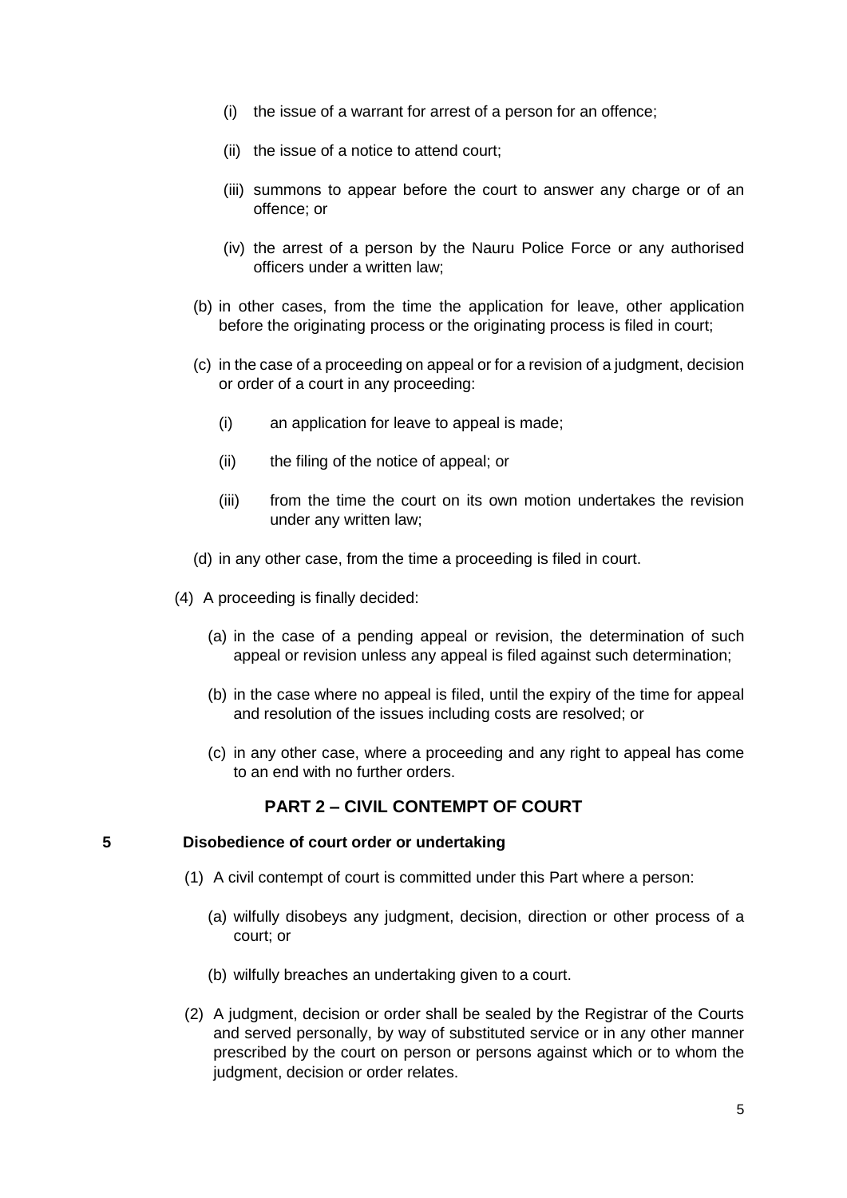(i) the issue of a warrant for arrest of a person for an offence;

(ii) the issue of a notice to attend court;

(iii) summons to appear before the court to answer any charge or of an offence; or

(iv) the arrest of a person by the Nauru Police Force or any authorised officers under a written law;

(b) in other cases, from the time the application for leave, other application before the originating process or the originating process is filed in court;

(c) in the case of a proceeding on appeal or for a revision of a judgment, decision or order of a court in any proceeding:

(i) an application for leave to appeal is made;

(ii) the filing of the notice of appeal; or

(iii) from the time the court on its own motion undertakes the revision under any written law;

(d) in any other case, from the time a proceeding is filed in court.

(4) A proceeding is finally decided:

(a) in the case of a pending appeal or revision, the determination of such appeal or revision unless any appeal is filed against such determination;

(b) in the case where no appeal is filed, until the expiry of the time for appeal and resolution of the issues including costs are resolved; or

(c) in any other case, where a proceeding and any right to appeal has come to an end with no further orders.

## PART 2 – CIVIL CONTEMPT OF COURT

**5 Disobedience of court order or undertaking**

(1) A civil contempt of court is committed under this Part where a person:

(a) wilfully disobeys any judgment, decision, direction or other process of a court; or

(b) wilfully breaches an undertaking given to a court.

(2) A judgment, decision or order shall be sealed by the Registrar of the Courts and served personally, by way of substituted service or in any other manner prescribed by the court on person or persons against which or to whom the judgment, decision or order relates.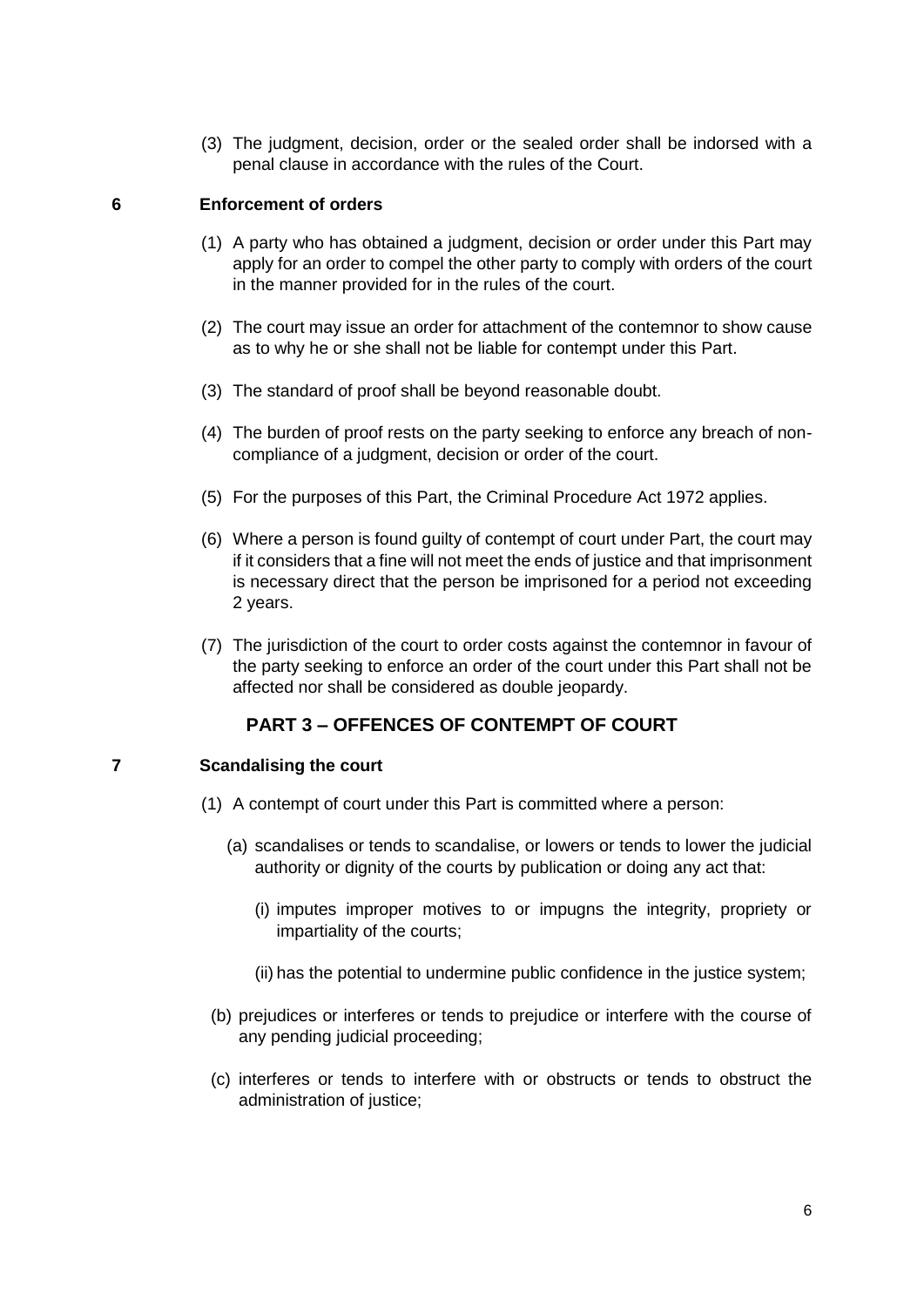(3) The judgment, decision, order or the sealed order shall be indorsed with a penal clause in accordance with the rules of the Court.

### 6 Enforcement of orders

(1) A party who has obtained a judgment, decision or order under this Part may apply for an order to compel the other party to comply with orders of the court in the manner provided for in the rules of the court.

(2) The court may issue an order for attachment of the contemnor to show cause as to why he or she shall not be liable for contempt under this Part.

(3) The standard of proof shall be beyond reasonable doubt.

(4) The burden of proof rests on the party seeking to enforce any breach of non-compliance of a judgment, decision or order of the court.

(5) For the purposes of this Part, the Criminal Procedure Act 1972 applies.

(6) Where a person is found guilty of contempt of court under Part, the court may if it considers that a fine will not meet the ends of justice and that imprisonment is necessary direct that the person be imprisoned for a period not exceeding 2 years.

(7) The jurisdiction of the court to order costs against the contemnor in favour of the party seeking to enforce an order of the court under this Part shall not be affected nor shall be considered as double jeopardy.

## PART 3 – OFFENCES OF CONTEMPT OF COURT

### 7 Scandalising the court

(1) A contempt of court under this Part is committed where a person:

(a) scandalises or tends to scandalise, or lowers or tends to lower the judicial authority or dignity of the courts by publication or doing any act that:

(i) imputes improper motives to or impugns the integrity, propriety or impartiality of the courts;

(ii) has the potential to undermine public confidence in the justice system;

(b) prejudices or interferes or tends to prejudice or interfere with the course of any pending judicial proceeding;

(c) interferes or tends to interfere with or obstructs or tends to obstruct the administration of justice;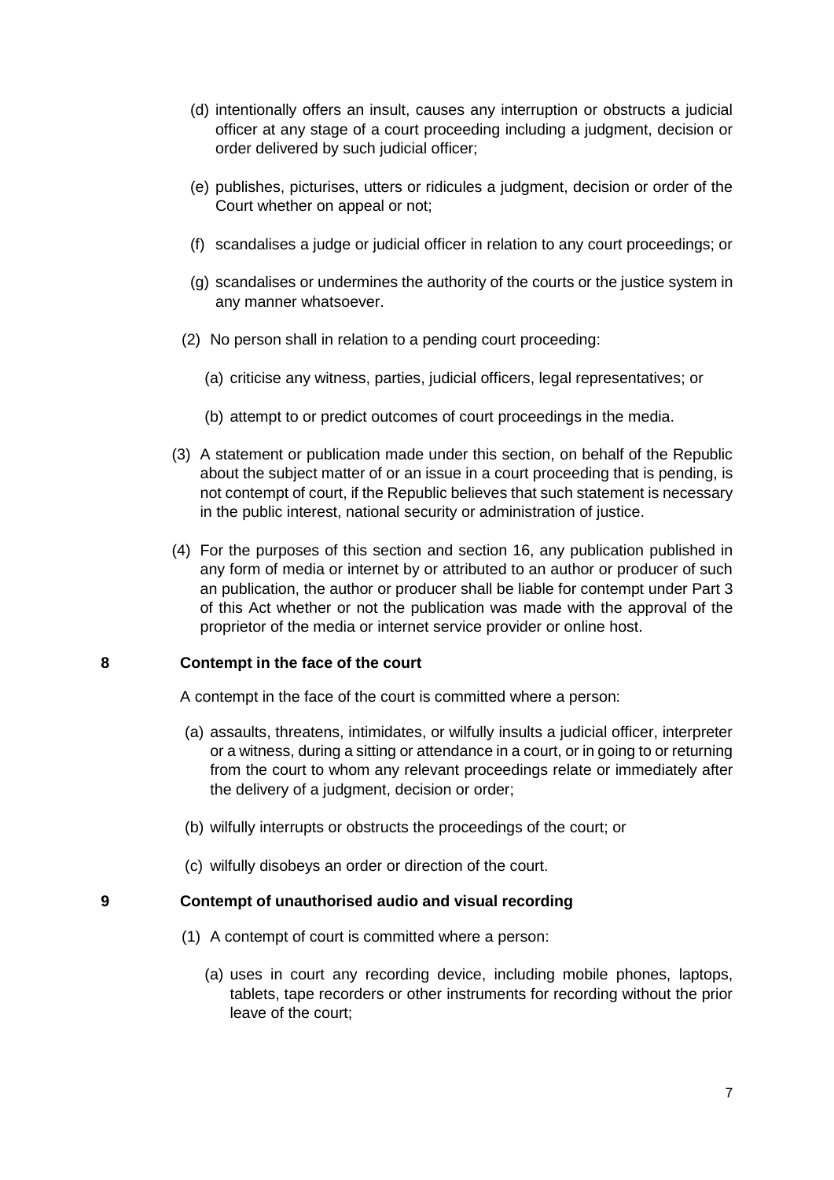(d) intentionally offers an insult, causes any interruption or obstructs a judicial officer at any stage of a court proceeding including a judgment, decision or order delivered by such judicial officer;

(e) publishes, picturises, utters or ridicules a judgment, decision or order of the Court whether on appeal or not;

(f) scandalises a judge or judicial officer in relation to any court proceedings; or

(g) scandalises or undermines the authority of the courts or the justice system in any manner whatsoever.

(2) No person shall in relation to a pending court proceeding:

(a) criticise any witness, parties, judicial officers, legal representatives; or

(b) attempt to or predict outcomes of court proceedings in the media.

(3) A statement or publication made under this section, on behalf of the Republic about the subject matter of or an issue in a court proceeding that is pending, is not contempt of court, if the Republic believes that such statement is necessary in the public interest, national security or administration of justice.

(4) For the purposes of this section and section 16, any publication published in any form of media or internet by or attributed to an author or producer of such an publication, the author or producer shall be liable for contempt under Part 3 of this Act whether or not the publication was made with the approval of the proprietor of the media or internet service provider or online host.

**8 Contempt in the face of the court**

A contempt in the face of the court is committed where a person:

(a) assaults, threatens, intimidates, or wilfully insults a judicial officer, interpreter or a witness, during a sitting or attendance in a court, or in going to or returning from the court to whom any relevant proceedings relate or immediately after the delivery of a judgment, decision or order;

(b) wilfully interrupts or obstructs the proceedings of the court; or

(c) wilfully disobeys an order or direction of the court.

**9 Contempt of unauthorised audio and visual recording**

(1) A contempt of court is committed where a person:

(a) uses in court any recording device, including mobile phones, laptops, tablets, tape recorders or other instruments for recording without the prior leave of the court;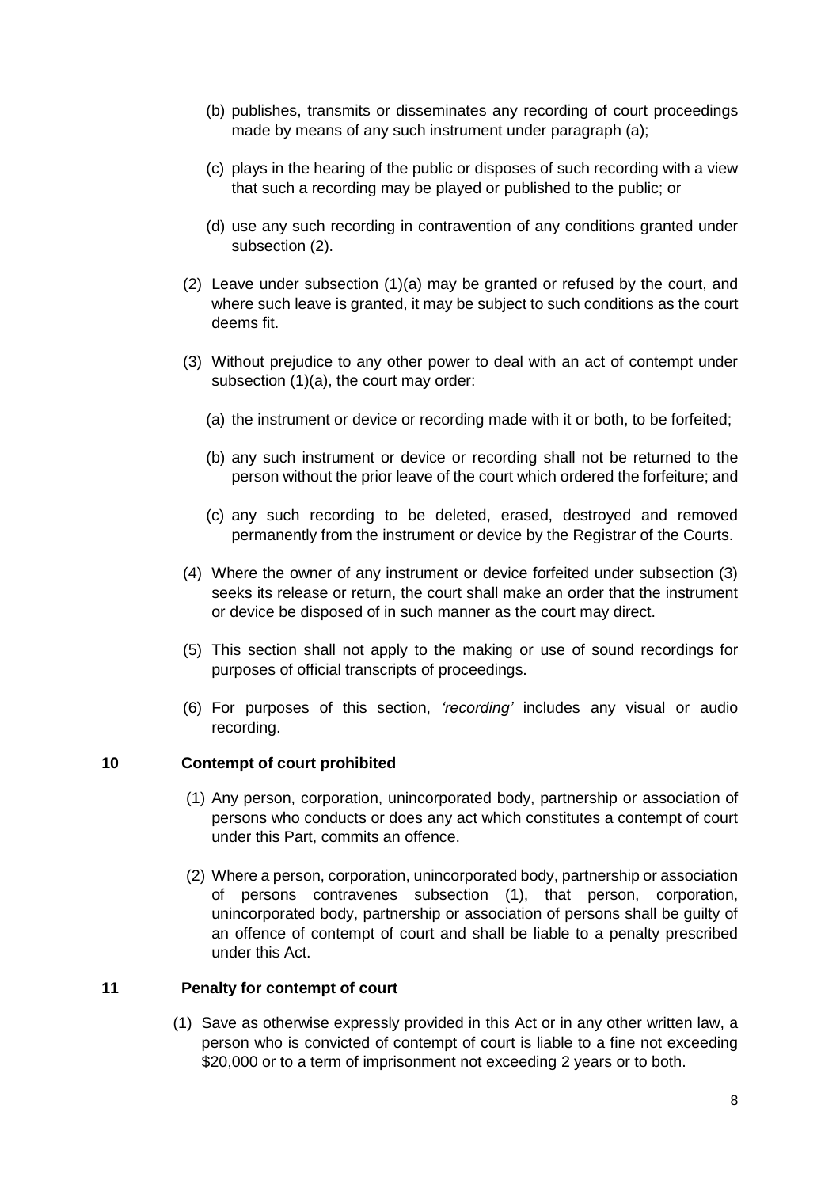(b) publishes, transmits or disseminates any recording of court proceedings made by means of any such instrument under paragraph (a);

(c) plays in the hearing of the public or disposes of such recording with a view that such a recording may be played or published to the public; or

(d) use any such recording in contravention of any conditions granted under subsection (2).

(2) Leave under subsection (1)(a) may be granted or refused by the court, and where such leave is granted, it may be subject to such conditions as the court deems fit.

(3) Without prejudice to any other power to deal with an act of contempt under subsection (1)(a), the court may order:

(a) the instrument or device or recording made with it or both, to be forfeited;

(b) any such instrument or device or recording shall not be returned to the person without the prior leave of the court which ordered the forfeiture; and

(c) any such recording to be deleted, erased, destroyed and removed permanently from the instrument or device by the Registrar of the Courts.

(4) Where the owner of any instrument or device forfeited under subsection (3) seeks its release or return, the court shall make an order that the instrument or device be disposed of in such manner as the court may direct.

(5) This section shall not apply to the making or use of sound recordings for purposes of official transcripts of proceedings.

(6) For purposes of this section, *'recording'* includes any visual or audio recording.

**10 Contempt of court prohibited**

(1) Any person, corporation, unincorporated body, partnership or association of persons who conducts or does any act which constitutes a contempt of court under this Part, commits an offence.

(2) Where a person, corporation, unincorporated body, partnership or association of persons contravenes subsection (1), that person, corporation, unincorporated body, partnership or association of persons shall be guilty of an offence of contempt of court and shall be liable to a penalty prescribed under this Act.

**11 Penalty for contempt of court**

(1) Save as otherwise expressly provided in this Act or in any other written law, a person who is convicted of contempt of court is liable to a fine not exceeding $20,000 or to a term of imprisonment not exceeding 2 years or to both.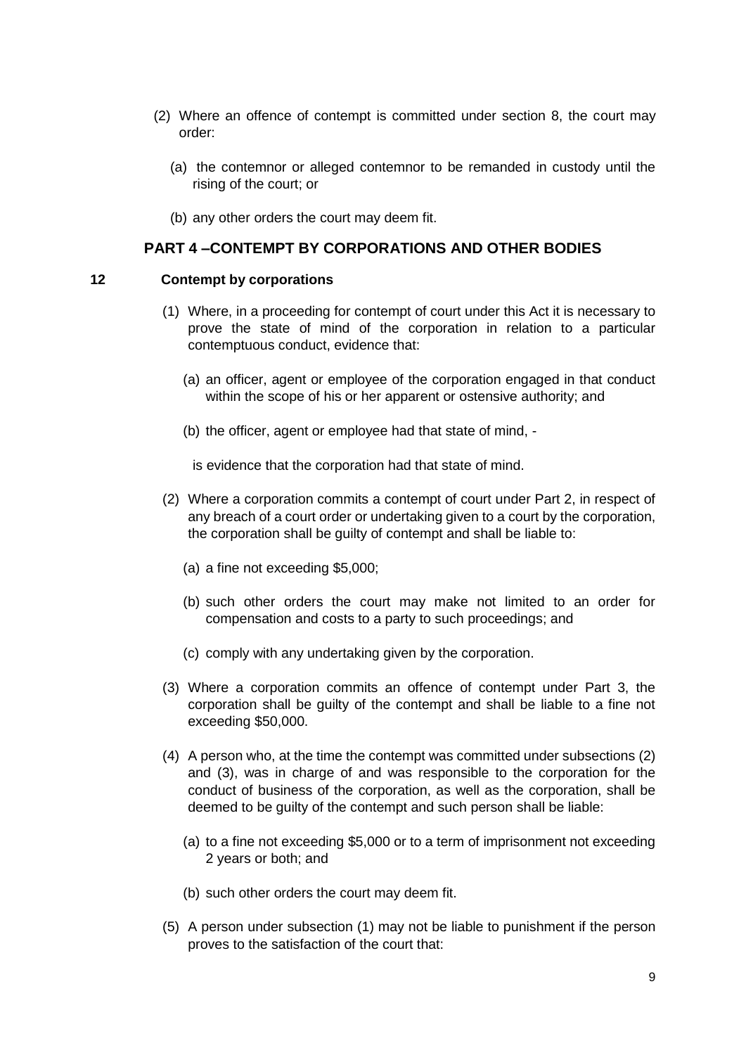(2) Where an offence of contempt is committed under section 8, the court may order:

(a) the contemnor or alleged contemnor to be remanded in custody until the rising of the court; or

(b) any other orders the court may deem fit.

## PART 4 –CONTEMPT BY CORPORATIONS AND OTHER BODIES

### 12 Contempt by corporations

(1) Where, in a proceeding for contempt of court under this Act it is necessary to prove the state of mind of the corporation in relation to a particular contemptuous conduct, evidence that:

(a) an officer, agent or employee of the corporation engaged in that conduct within the scope of his or her apparent or ostensive authority; and

(b) the officer, agent or employee had that state of mind, -

is evidence that the corporation had that state of mind.

(2) Where a corporation commits a contempt of court under Part 2, in respect of any breach of a court order or undertaking given to a court by the corporation, the corporation shall be guilty of contempt and shall be liable to:

(a) a fine not exceeding $5,000;

(b) such other orders the court may make not limited to an order for compensation and costs to a party to such proceedings; and

(c) comply with any undertaking given by the corporation.

(3) Where a corporation commits an offence of contempt under Part 3, the corporation shall be guilty of the contempt and shall be liable to a fine not exceeding $50,000.

(4) A person who, at the time the contempt was committed under subsections (2) and (3), was in charge of and was responsible to the corporation for the conduct of business of the corporation, as well as the corporation, shall be deemed to be guilty of the contempt and such person shall be liable:

(a) to a fine not exceeding $5,000 or to a term of imprisonment not exceeding 2 years or both; and

(b) such other orders the court may deem fit.

(5) A person under subsection (1) may not be liable to punishment if the person proves to the satisfaction of the court that: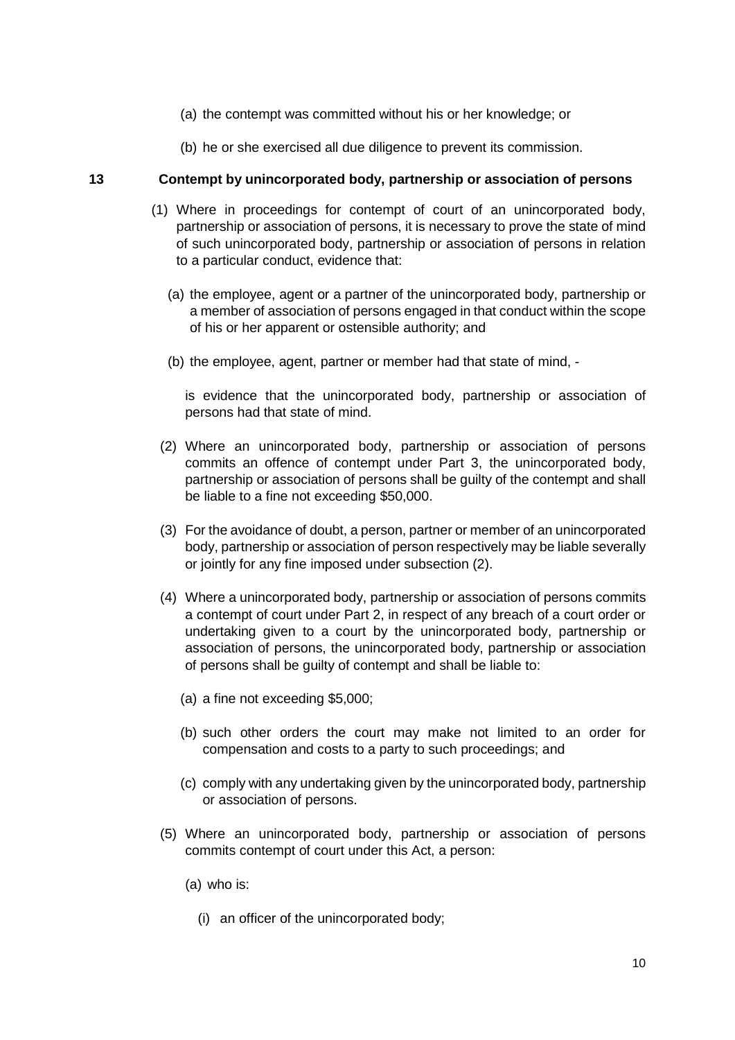(a) the contempt was committed without his or her knowledge; or

(b) he or she exercised all due diligence to prevent its commission.

### 13 Contempt by unincorporated body, partnership or association of persons

(1) Where in proceedings for contempt of court of an unincorporated body, partnership or association of persons, it is necessary to prove the state of mind of such unincorporated body, partnership or association of persons in relation to a particular conduct, evidence that:

(a) the employee, agent or a partner of the unincorporated body, partnership or a member of association of persons engaged in that conduct within the scope of his or her apparent or ostensible authority; and

(b) the employee, agent, partner or member had that state of mind, -

is evidence that the unincorporated body, partnership or association of persons had that state of mind.

(2) Where an unincorporated body, partnership or association of persons commits an offence of contempt under Part 3, the unincorporated body, partnership or association of persons shall be guilty of the contempt and shall be liable to a fine not exceeding $50,000.

(3) For the avoidance of doubt, a person, partner or member of an unincorporated body, partnership or association of person respectively may be liable severally or jointly for any fine imposed under subsection (2).

(4) Where a unincorporated body, partnership or association of persons commits a contempt of court under Part 2, in respect of any breach of a court order or undertaking given to a court by the unincorporated body, partnership or association of persons, the unincorporated body, partnership or association of persons shall be guilty of contempt and shall be liable to:

(a) a fine not exceeding $5,000;

(b) such other orders the court may make not limited to an order for compensation and costs to a party to such proceedings; and

(c) comply with any undertaking given by the unincorporated body, partnership or association of persons.

(5) Where an unincorporated body, partnership or association of persons commits contempt of court under this Act, a person:

(a) who is:

(i) an officer of the unincorporated body;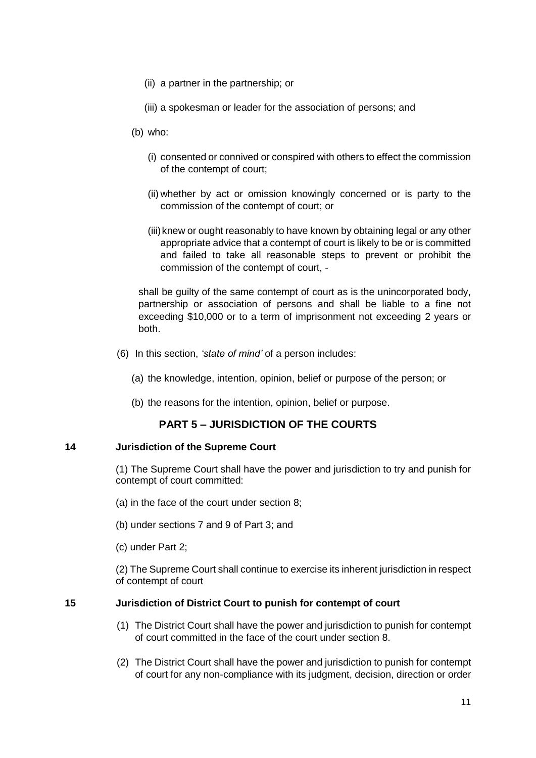(ii) a partner in the partnership; or

(iii) a spokesman or leader for the association of persons; and

(b) who:

(i) consented or connived or conspired with others to effect the commission of the contempt of court;

(ii) whether by act or omission knowingly concerned or is party to the commission of the contempt of court; or

(iii) knew or ought reasonably to have known by obtaining legal or any other appropriate advice that a contempt of court is likely to be or is committed and failed to take all reasonable steps to prevent or prohibit the commission of the contempt of court, -

shall be guilty of the same contempt of court as is the unincorporated body, partnership or association of persons and shall be liable to a fine not exceeding $10,000 or to a term of imprisonment not exceeding 2 years or both.

(6) In this section, *'state of mind'* of a person includes:

(a) the knowledge, intention, opinion, belief or purpose of the person; or

(b) the reasons for the intention, opinion, belief or purpose.

## PART 5 – JURISDICTION OF THE COURTS

### 14 Jurisdiction of the Supreme Court

(1) The Supreme Court shall have the power and jurisdiction to try and punish for contempt of court committed:

(a) in the face of the court under section 8;

(b) under sections 7 and 9 of Part 3; and

(c) under Part 2;

(2) The Supreme Court shall continue to exercise its inherent jurisdiction in respect of contempt of court

### 15 Jurisdiction of District Court to punish for contempt of court

(1) The District Court shall have the power and jurisdiction to punish for contempt of court committed in the face of the court under section 8.

(2) The District Court shall have the power and jurisdiction to punish for contempt of court for any non-compliance with its judgment, decision, direction or order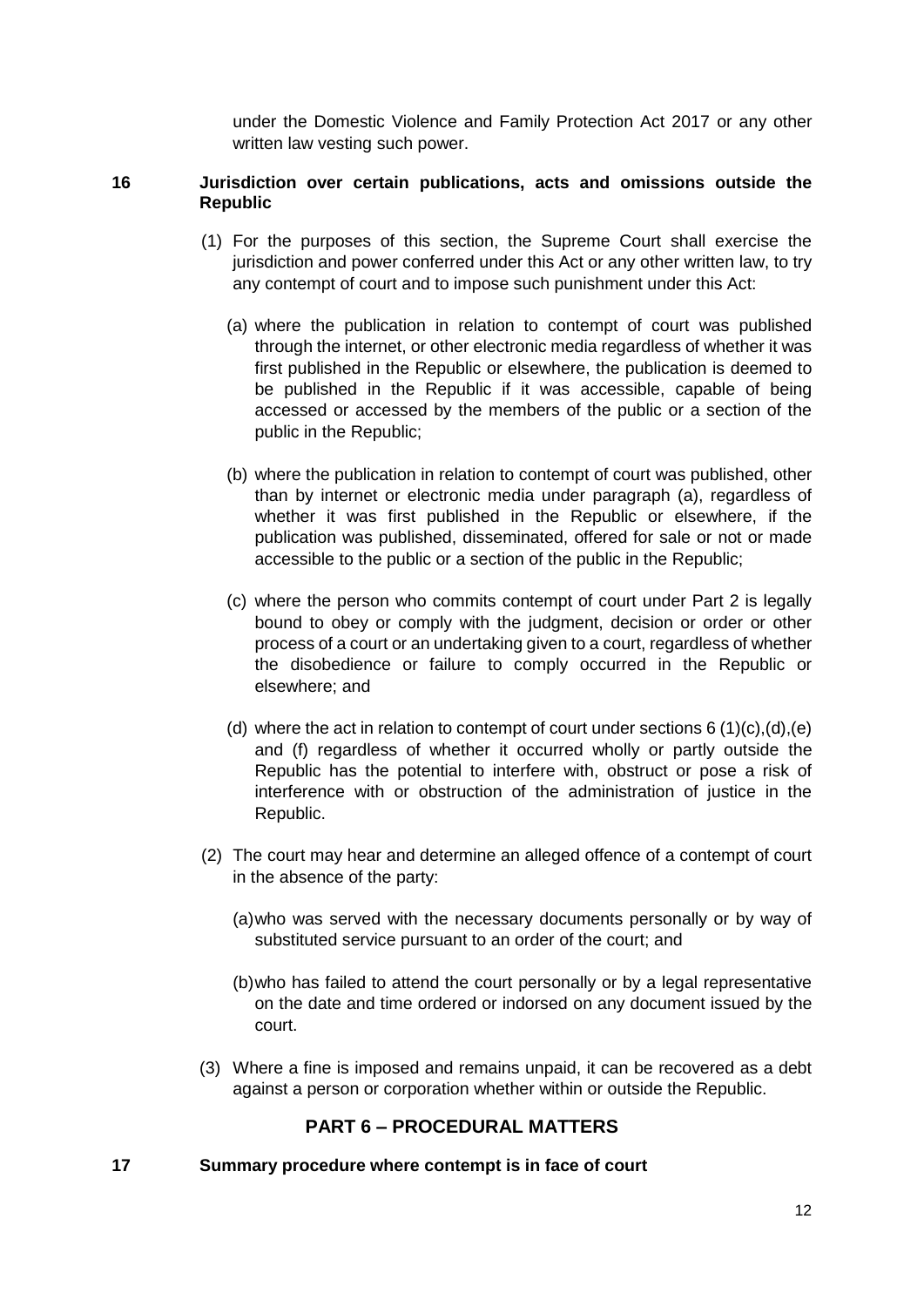under the Domestic Violence and Family Protection Act 2017 or any other written law vesting such power.

**16 Jurisdiction over certain publications, acts and omissions outside the Republic**

(1) For the purposes of this section, the Supreme Court shall exercise the jurisdiction and power conferred under this Act or any other written law, to try any contempt of court and to impose such punishment under this Act:

(a) where the publication in relation to contempt of court was published through the internet, or other electronic media regardless of whether it was first published in the Republic or elsewhere, the publication is deemed to be published in the Republic if it was accessible, capable of being accessed or accessed by the members of the public or a section of the public in the Republic;

(b) where the publication in relation to contempt of court was published, other than by internet or electronic media under paragraph (a), regardless of whether it was first published in the Republic or elsewhere, if the publication was published, disseminated, offered for sale or not or made accessible to the public or a section of the public in the Republic;

(c) where the person who commits contempt of court under Part 2 is legally bound to obey or comply with the judgment, decision or order or other process of a court or an undertaking given to a court, regardless of whether the disobedience or failure to comply occurred in the Republic or elsewhere; and

(d) where the act in relation to contempt of court under sections 6 (1)(c),(d),(e) and (f) regardless of whether it occurred wholly or partly outside the Republic has the potential to interfere with, obstruct or pose a risk of interference with or obstruction of the administration of justice in the Republic.

(2) The court may hear and determine an alleged offence of a contempt of court in the absence of the party:

(a) who was served with the necessary documents personally or by way of substituted service pursuant to an order of the court; and

(b) who has failed to attend the court personally or by a legal representative on the date and time ordered or indorsed on any document issued by the court.

(3) Where a fine is imposed and remains unpaid, it can be recovered as a debt against a person or corporation whether within or outside the Republic.

## PART 6 – PROCEDURAL MATTERS

**17 Summary procedure where contempt is in face of court**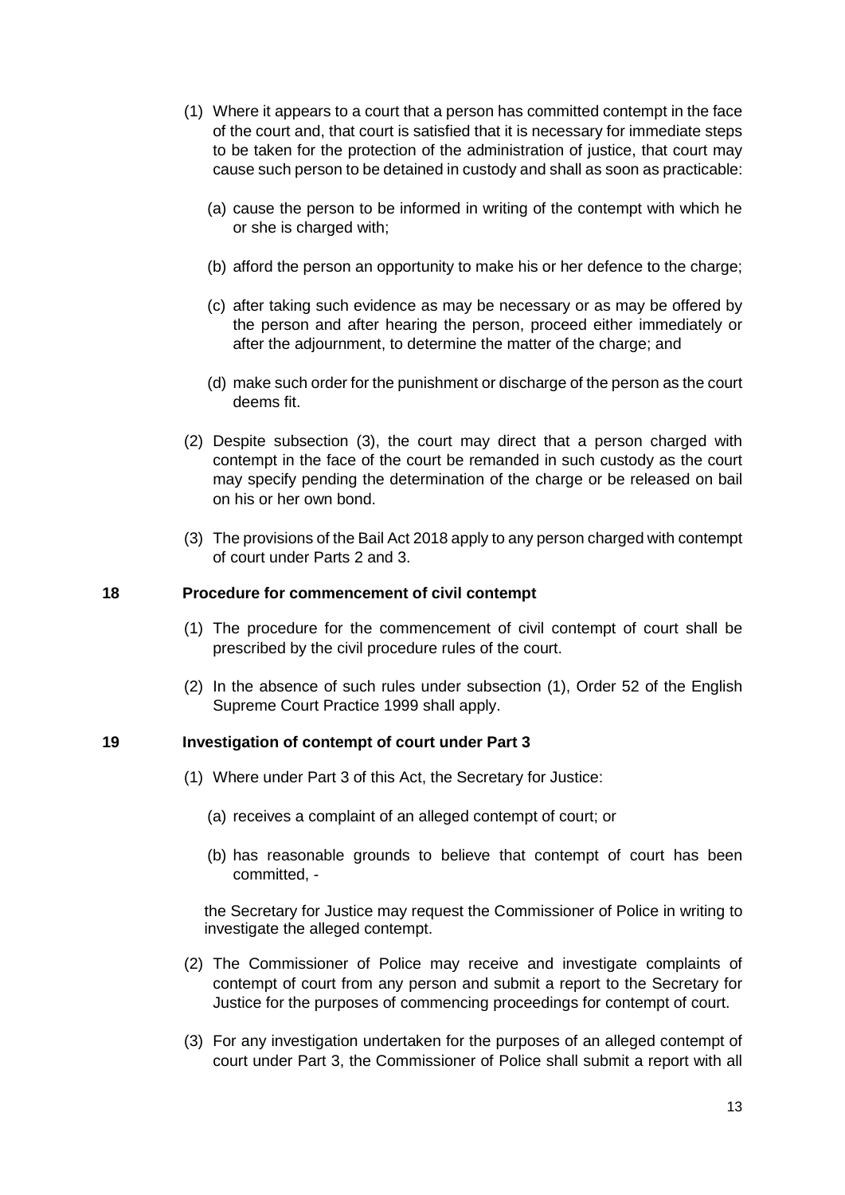(1) Where it appears to a court that a person has committed contempt in the face of the court and, that court is satisfied that it is necessary for immediate steps to be taken for the protection of the administration of justice, that court may cause such person to be detained in custody and shall as soon as practicable:

(a) cause the person to be informed in writing of the contempt with which he or she is charged with;

(b) afford the person an opportunity to make his or her defence to the charge;

(c) after taking such evidence as may be necessary or as may be offered by the person and after hearing the person, proceed either immediately or after the adjournment, to determine the matter of the charge; and

(d) make such order for the punishment or discharge of the person as the court deems fit.

(2) Despite subsection (3), the court may direct that a person charged with contempt in the face of the court be remanded in such custody as the court may specify pending the determination of the charge or be released on bail on his or her own bond.

(3) The provisions of the Bail Act 2018 apply to any person charged with contempt of court under Parts 2 and 3.

## 18 Procedure for commencement of civil contempt

(1) The procedure for the commencement of civil contempt of court shall be prescribed by the civil procedure rules of the court.

(2) In the absence of such rules under subsection (1), Order 52 of the English Supreme Court Practice 1999 shall apply.

## 19 Investigation of contempt of court under Part 3

(1) Where under Part 3 of this Act, the Secretary for Justice:

(a) receives a complaint of an alleged contempt of court; or

(b) has reasonable grounds to believe that contempt of court has been committed, -

the Secretary for Justice may request the Commissioner of Police in writing to investigate the alleged contempt.

(2) The Commissioner of Police may receive and investigate complaints of contempt of court from any person and submit a report to the Secretary for Justice for the purposes of commencing proceedings for contempt of court.

(3) For any investigation undertaken for the purposes of an alleged contempt of court under Part 3, the Commissioner of Police shall submit a report with all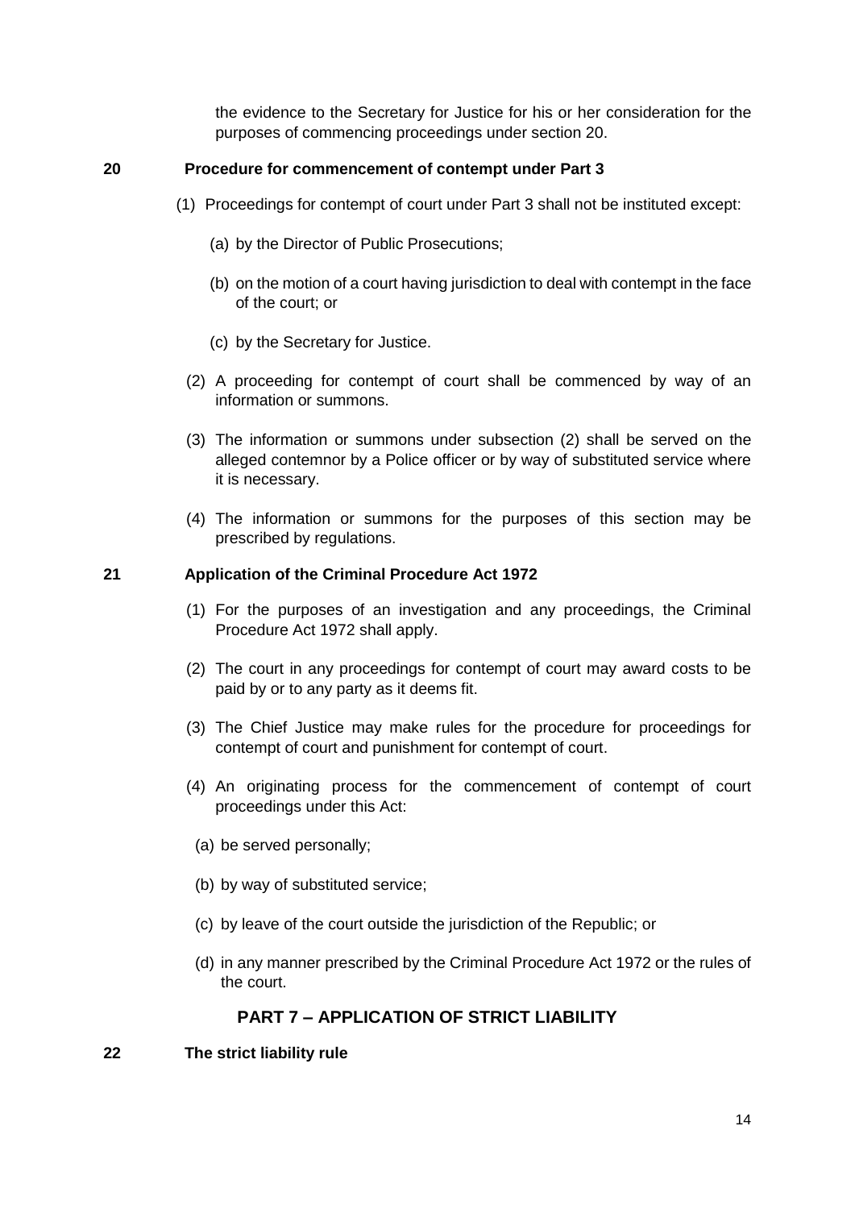the evidence to the Secretary for Justice for his or her consideration for the purposes of commencing proceedings under section 20.

**20 Procedure for commencement of contempt under Part 3**

(1) Proceedings for contempt of court under Part 3 shall not be instituted except:

(a) by the Director of Public Prosecutions;

(b) on the motion of a court having jurisdiction to deal with contempt in the face of the court; or

(c) by the Secretary for Justice.

(2) A proceeding for contempt of court shall be commenced by way of an information or summons.

(3) The information or summons under subsection (2) shall be served on the alleged contemnor by a Police officer or by way of substituted service where it is necessary.

(4) The information or summons for the purposes of this section may be prescribed by regulations.

**21 Application of the Criminal Procedure Act 1972**

(1) For the purposes of an investigation and any proceedings, the Criminal Procedure Act 1972 shall apply.

(2) The court in any proceedings for contempt of court may award costs to be paid by or to any party as it deems fit.

(3) The Chief Justice may make rules for the procedure for proceedings for contempt of court and punishment for contempt of court.

(4) An originating process for the commencement of contempt of court proceedings under this Act:

(a) be served personally;

(b) by way of substituted service;

(c) by leave of the court outside the jurisdiction of the Republic; or

(d) in any manner prescribed by the Criminal Procedure Act 1972 or the rules of the court.

## PART 7 – APPLICATION OF STRICT LIABILITY

**22 The strict liability rule**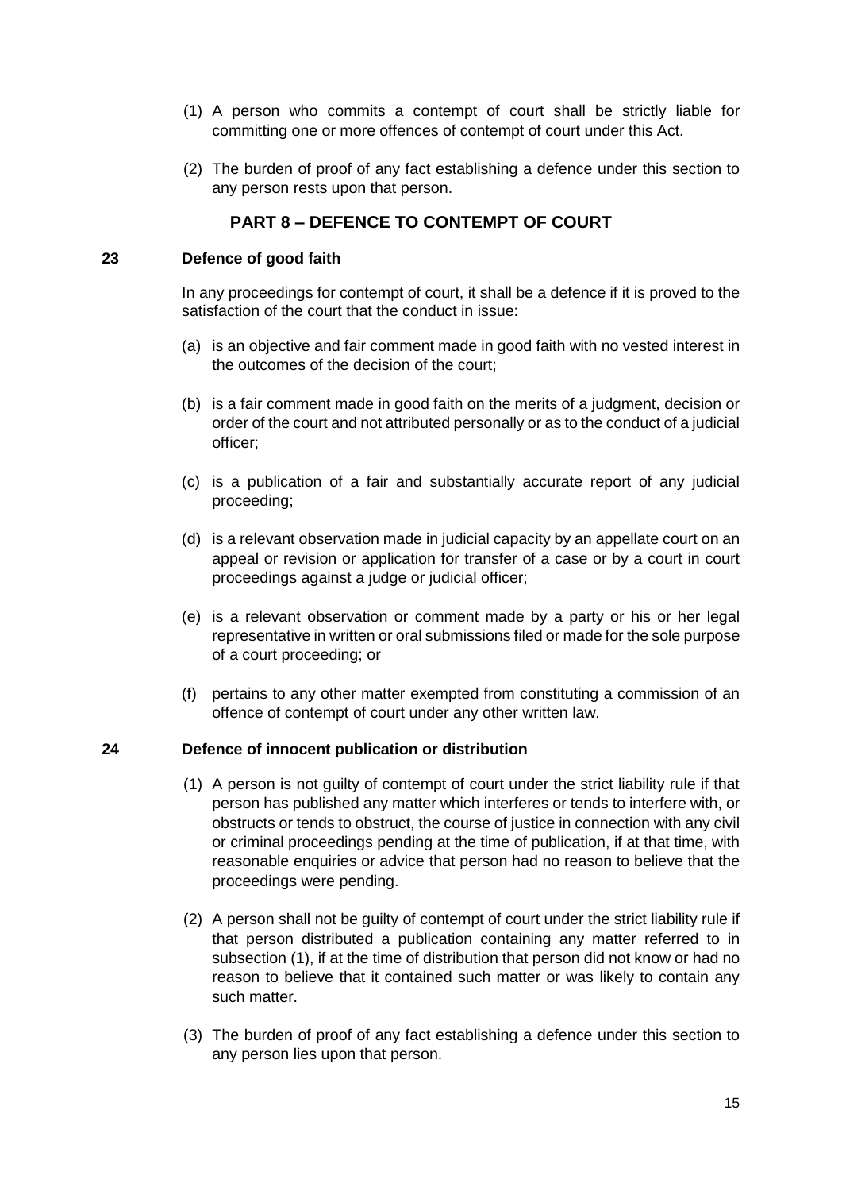(1) A person who commits a contempt of court shall be strictly liable for committing one or more offences of contempt of court under this Act.

(2) The burden of proof of any fact establishing a defence under this section to any person rests upon that person.

## PART 8 – DEFENCE TO CONTEMPT OF COURT

### 23 Defence of good faith

In any proceedings for contempt of court, it shall be a defence if it is proved to the satisfaction of the court that the conduct in issue:

(a) is an objective and fair comment made in good faith with no vested interest in the outcomes of the decision of the court;

(b) is a fair comment made in good faith on the merits of a judgment, decision or order of the court and not attributed personally or as to the conduct of a judicial officer;

(c) is a publication of a fair and substantially accurate report of any judicial proceeding;

(d) is a relevant observation made in judicial capacity by an appellate court on an appeal or revision or application for transfer of a case or by a court in court proceedings against a judge or judicial officer;

(e) is a relevant observation or comment made by a party or his or her legal representative in written or oral submissions filed or made for the sole purpose of a court proceeding; or

(f) pertains to any other matter exempted from constituting a commission of an offence of contempt of court under any other written law.

### 24 Defence of innocent publication or distribution

(1) A person is not guilty of contempt of court under the strict liability rule if that person has published any matter which interferes or tends to interfere with, or obstructs or tends to obstruct, the course of justice in connection with any civil or criminal proceedings pending at the time of publication, if at that time, with reasonable enquiries or advice that person had no reason to believe that the proceedings were pending.

(2) A person shall not be guilty of contempt of court under the strict liability rule if that person distributed a publication containing any matter referred to in subsection (1), if at the time of distribution that person did not know or had no reason to believe that it contained such matter or was likely to contain any such matter.

(3) The burden of proof of any fact establishing a defence under this section to any person lies upon that person.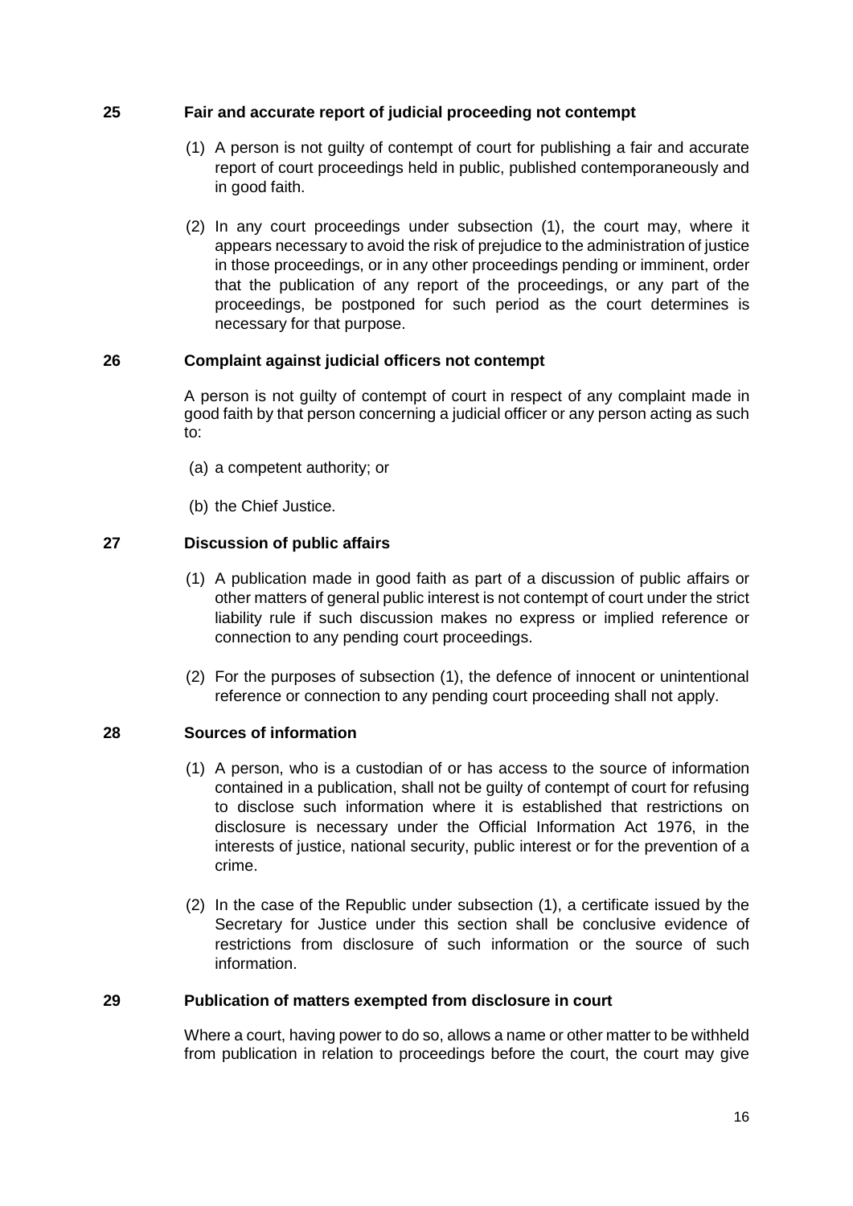### 25 Fair and accurate report of judicial proceeding not contempt

(1) A person is not guilty of contempt of court for publishing a fair and accurate report of court proceedings held in public, published contemporaneously and in good faith.

(2) In any court proceedings under subsection (1), the court may, where it appears necessary to avoid the risk of prejudice to the administration of justice in those proceedings, or in any other proceedings pending or imminent, order that the publication of any report of the proceedings, or any part of the proceedings, be postponed for such period as the court determines is necessary for that purpose.

### 26 Complaint against judicial officers not contempt

A person is not guilty of contempt of court in respect of any complaint made in good faith by that person concerning a judicial officer or any person acting as such to:

(a) a competent authority; or

(b) the Chief Justice.

### 27 Discussion of public affairs

(1) A publication made in good faith as part of a discussion of public affairs or other matters of general public interest is not contempt of court under the strict liability rule if such discussion makes no express or implied reference or connection to any pending court proceedings.

(2) For the purposes of subsection (1), the defence of innocent or unintentional reference or connection to any pending court proceeding shall not apply.

### 28 Sources of information

(1) A person, who is a custodian of or has access to the source of information contained in a publication, shall not be guilty of contempt of court for refusing to disclose such information where it is established that restrictions on disclosure is necessary under the Official Information Act 1976, in the interests of justice, national security, public interest or for the prevention of a crime.

(2) In the case of the Republic under subsection (1), a certificate issued by the Secretary for Justice under this section shall be conclusive evidence of restrictions from disclosure of such information or the source of such information.

### 29 Publication of matters exempted from disclosure in court

Where a court, having power to do so, allows a name or other matter to be withheld from publication in relation to proceedings before the court, the court may give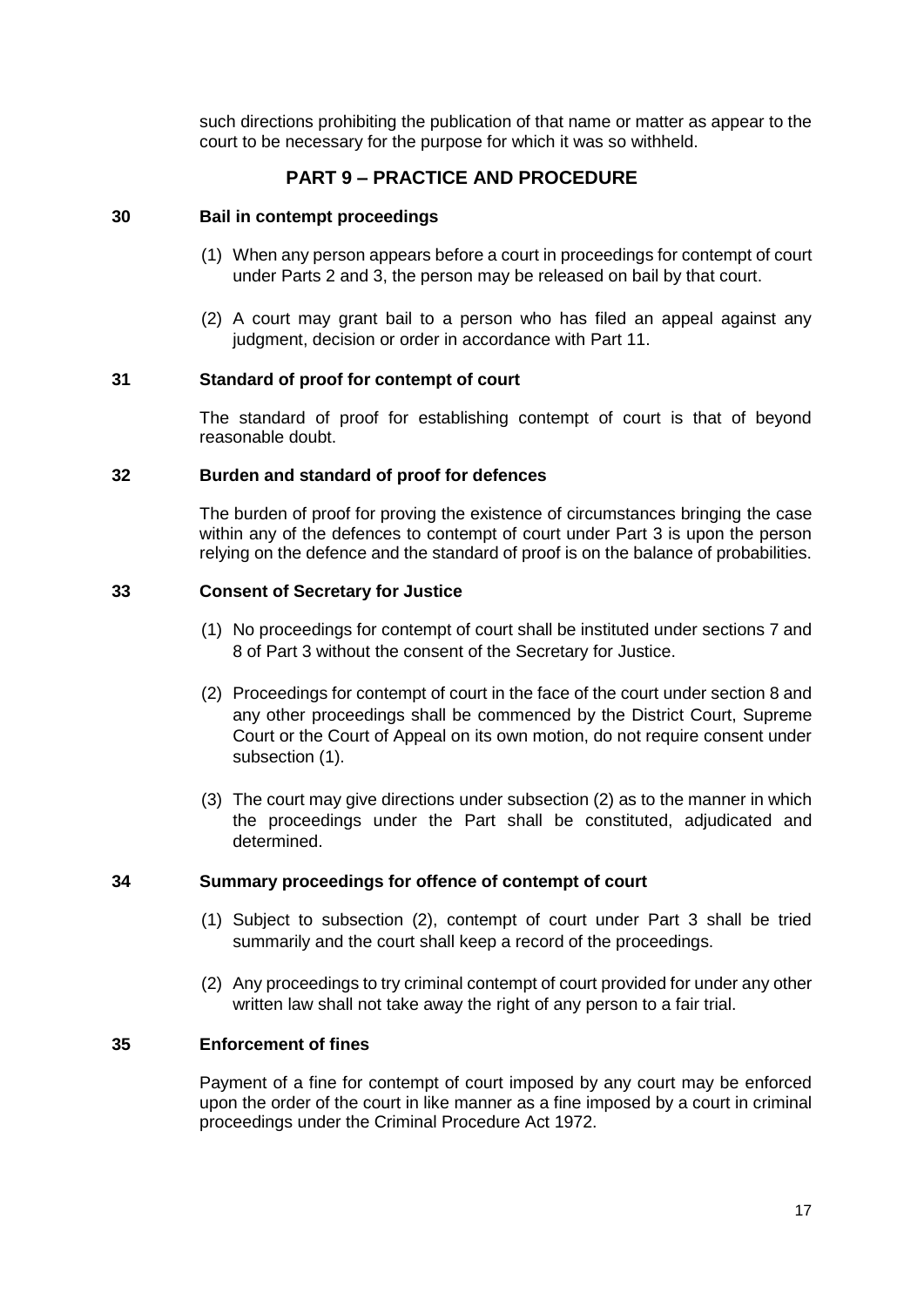such directions prohibiting the publication of that name or matter as appear to the court to be necessary for the purpose for which it was so withheld.

## PART 9 – PRACTICE AND PROCEDURE

### 30 Bail in contempt proceedings

(1) When any person appears before a court in proceedings for contempt of court under Parts 2 and 3, the person may be released on bail by that court.

(2) A court may grant bail to a person who has filed an appeal against any judgment, decision or order in accordance with Part 11.

### 31 Standard of proof for contempt of court

The standard of proof for establishing contempt of court is that of beyond reasonable doubt.

### 32 Burden and standard of proof for defences

The burden of proof for proving the existence of circumstances bringing the case within any of the defences to contempt of court under Part 3 is upon the person relying on the defence and the standard of proof is on the balance of probabilities.

### 33 Consent of Secretary for Justice

(1) No proceedings for contempt of court shall be instituted under sections 7 and 8 of Part 3 without the consent of the Secretary for Justice.

(2) Proceedings for contempt of court in the face of the court under section 8 and any other proceedings shall be commenced by the District Court, Supreme Court or the Court of Appeal on its own motion, do not require consent under subsection (1).

(3) The court may give directions under subsection (2) as to the manner in which the proceedings under the Part shall be constituted, adjudicated and determined.

### 34 Summary proceedings for offence of contempt of court

(1) Subject to subsection (2), contempt of court under Part 3 shall be tried summarily and the court shall keep a record of the proceedings.

(2) Any proceedings to try criminal contempt of court provided for under any other written law shall not take away the right of any person to a fair trial.

### 35 Enforcement of fines

Payment of a fine for contempt of court imposed by any court may be enforced upon the order of the court in like manner as a fine imposed by a court in criminal proceedings under the Criminal Procedure Act 1972.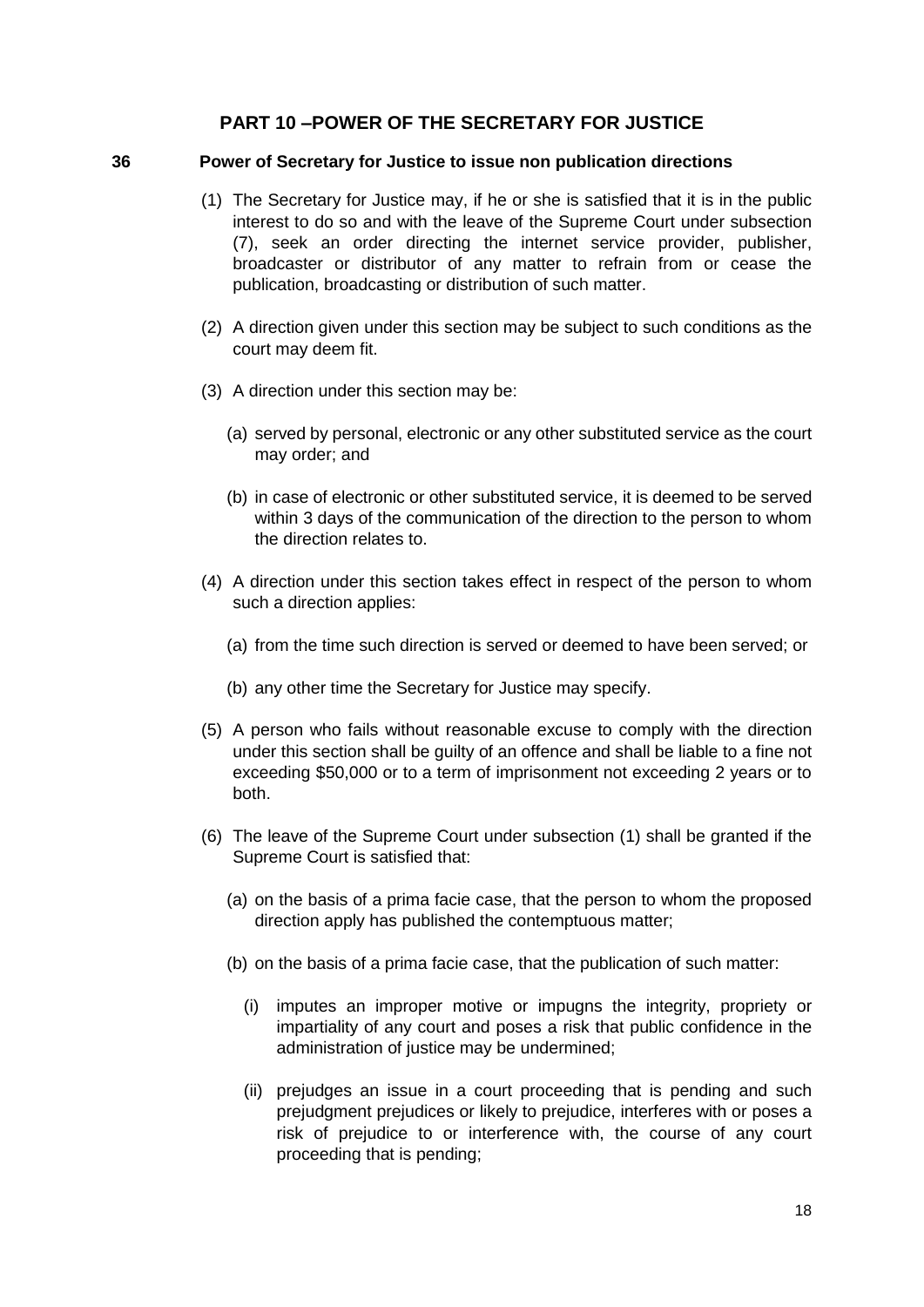## PART 10 –POWER OF THE SECRETARY FOR JUSTICE

### 36 Power of Secretary for Justice to issue non publication directions

(1) The Secretary for Justice may, if he or she is satisfied that it is in the public interest to do so and with the leave of the Supreme Court under subsection (7), seek an order directing the internet service provider, publisher, broadcaster or distributor of any matter to refrain from or cease the publication, broadcasting or distribution of such matter.

(2) A direction given under this section may be subject to such conditions as the court may deem fit.

(3) A direction under this section may be:

(a) served by personal, electronic or any other substituted service as the court may order; and

(b) in case of electronic or other substituted service, it is deemed to be served within 3 days of the communication of the direction to the person to whom the direction relates to.

(4) A direction under this section takes effect in respect of the person to whom such a direction applies:

(a) from the time such direction is served or deemed to have been served; or

(b) any other time the Secretary for Justice may specify.

(5) A person who fails without reasonable excuse to comply with the direction under this section shall be guilty of an offence and shall be liable to a fine not exceeding $50,000 or to a term of imprisonment not exceeding 2 years or to both.

(6) The leave of the Supreme Court under subsection (1) shall be granted if the Supreme Court is satisfied that:

(a) on the basis of a prima facie case, that the person to whom the proposed direction apply has published the contemptuous matter;

(b) on the basis of a prima facie case, that the publication of such matter:

(i) imputes an improper motive or impugns the integrity, propriety or impartiality of any court and poses a risk that public confidence in the administration of justice may be undermined;

(ii) prejudges an issue in a court proceeding that is pending and such prejudgment prejudices or likely to prejudice, interferes with or poses a risk of prejudice to or interference with, the course of any court proceeding that is pending;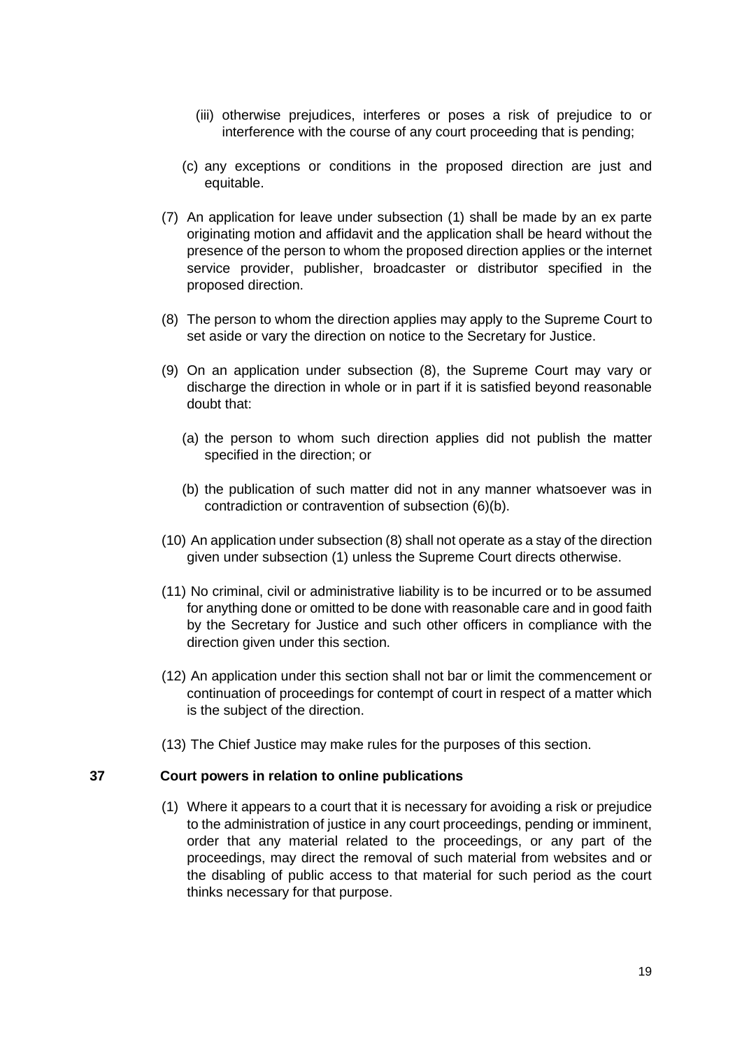(iii) otherwise prejudices, interferes or poses a risk of prejudice to or interference with the course of any court proceeding that is pending;

(c) any exceptions or conditions in the proposed direction are just and equitable.

(7) An application for leave under subsection (1) shall be made by an ex parte originating motion and affidavit and the application shall be heard without the presence of the person to whom the proposed direction applies or the internet service provider, publisher, broadcaster or distributor specified in the proposed direction.

(8) The person to whom the direction applies may apply to the Supreme Court to set aside or vary the direction on notice to the Secretary for Justice.

(9) On an application under subsection (8), the Supreme Court may vary or discharge the direction in whole or in part if it is satisfied beyond reasonable doubt that:

(a) the person to whom such direction applies did not publish the matter specified in the direction; or

(b) the publication of such matter did not in any manner whatsoever was in contradiction or contravention of subsection (6)(b).

(10) An application under subsection (8) shall not operate as a stay of the direction given under subsection (1) unless the Supreme Court directs otherwise.

(11) No criminal, civil or administrative liability is to be incurred or to be assumed for anything done or omitted to be done with reasonable care and in good faith by the Secretary for Justice and such other officers in compliance with the direction given under this section.

(12) An application under this section shall not bar or limit the commencement or continuation of proceedings for contempt of court in respect of a matter which is the subject of the direction.

(13) The Chief Justice may make rules for the purposes of this section.

**37 Court powers in relation to online publications**

(1) Where it appears to a court that it is necessary for avoiding a risk or prejudice to the administration of justice in any court proceedings, pending or imminent, order that any material related to the proceedings, or any part of the proceedings, may direct the removal of such material from websites and or the disabling of public access to that material for such period as the court thinks necessary for that purpose.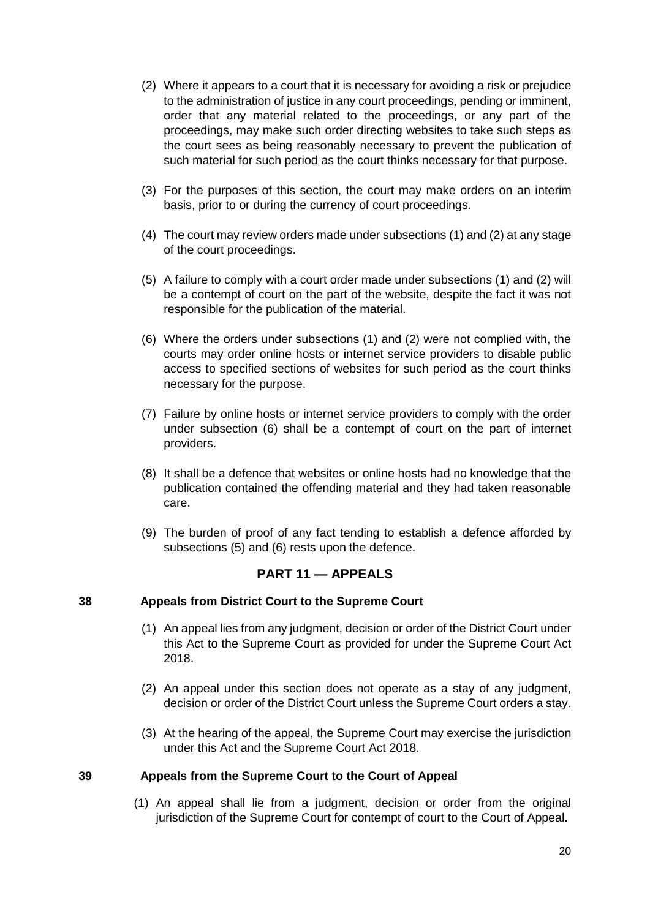(2) Where it appears to a court that it is necessary for avoiding a risk or prejudice to the administration of justice in any court proceedings, pending or imminent, order that any material related to the proceedings, or any part of the proceedings, may make such order directing websites to take such steps as the court sees as being reasonably necessary to prevent the publication of such material for such period as the court thinks necessary for that purpose.

(3) For the purposes of this section, the court may make orders on an interim basis, prior to or during the currency of court proceedings.

(4) The court may review orders made under subsections (1) and (2) at any stage of the court proceedings.

(5) A failure to comply with a court order made under subsections (1) and (2) will be a contempt of court on the part of the website, despite the fact it was not responsible for the publication of the material.

(6) Where the orders under subsections (1) and (2) were not complied with, the courts may order online hosts or internet service providers to disable public access to specified sections of websites for such period as the court thinks necessary for the purpose.

(7) Failure by online hosts or internet service providers to comply with the order under subsection (6) shall be a contempt of court on the part of internet providers.

(8) It shall be a defence that websites or online hosts had no knowledge that the publication contained the offending material and they had taken reasonable care.

(9) The burden of proof of any fact tending to establish a defence afforded by subsections (5) and (6) rests upon the defence.

## PART 11 — APPEALS

### 38 Appeals from District Court to the Supreme Court

(1) An appeal lies from any judgment, decision or order of the District Court under this Act to the Supreme Court as provided for under the Supreme Court Act 2018.

(2) An appeal under this section does not operate as a stay of any judgment, decision or order of the District Court unless the Supreme Court orders a stay.

(3) At the hearing of the appeal, the Supreme Court may exercise the jurisdiction under this Act and the Supreme Court Act 2018.

### 39 Appeals from the Supreme Court to the Court of Appeal

(1) An appeal shall lie from a judgment, decision or order from the original jurisdiction of the Supreme Court for contempt of court to the Court of Appeal.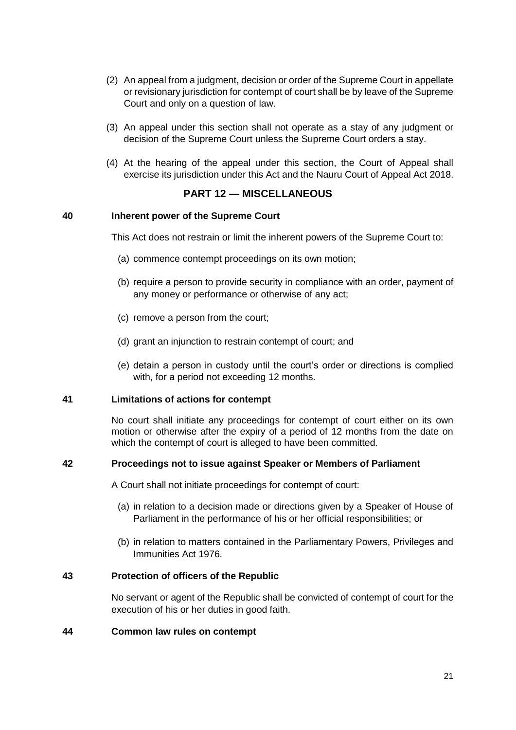(2) An appeal from a judgment, decision or order of the Supreme Court in appellate or revisionary jurisdiction for contempt of court shall be by leave of the Supreme Court and only on a question of law.

(3) An appeal under this section shall not operate as a stay of any judgment or decision of the Supreme Court unless the Supreme Court orders a stay.

(4) At the hearing of the appeal under this section, the Court of Appeal shall exercise its jurisdiction under this Act and the Nauru Court of Appeal Act 2018.

## PART 12 — MISCELLANEOUS

### 40 Inherent power of the Supreme Court

This Act does not restrain or limit the inherent powers of the Supreme Court to:

(a) commence contempt proceedings on its own motion;

(b) require a person to provide security in compliance with an order, payment of any money or performance or otherwise of any act;

(c) remove a person from the court;

(d) grant an injunction to restrain contempt of court; and

(e) detain a person in custody until the court's order or directions is complied with, for a period not exceeding 12 months.

### 41 Limitations of actions for contempt

No court shall initiate any proceedings for contempt of court either on its own motion or otherwise after the expiry of a period of 12 months from the date on which the contempt of court is alleged to have been committed.

### 42 Proceedings not to issue against Speaker or Members of Parliament

A Court shall not initiate proceedings for contempt of court:

(a) in relation to a decision made or directions given by a Speaker of House of Parliament in the performance of his or her official responsibilities; or

(b) in relation to matters contained in the Parliamentary Powers, Privileges and Immunities Act 1976.

### 43 Protection of officers of the Republic

No servant or agent of the Republic shall be convicted of contempt of court for the execution of his or her duties in good faith.

### 44 Common law rules on contempt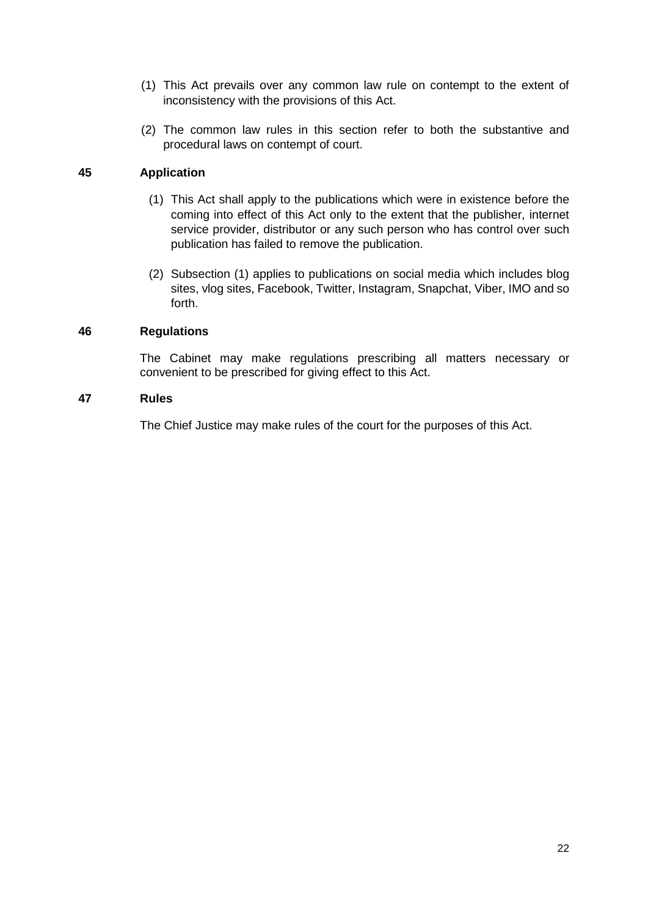(1) This Act prevails over any common law rule on contempt to the extent of inconsistency with the provisions of this Act.

(2) The common law rules in this section refer to both the substantive and procedural laws on contempt of court.

### 45 Application

(1) This Act shall apply to the publications which were in existence before the coming into effect of this Act only to the extent that the publisher, internet service provider, distributor or any such person who has control over such publication has failed to remove the publication.

(2) Subsection (1) applies to publications on social media which includes blog sites, vlog sites, Facebook, Twitter, Instagram, Snapchat, Viber, IMO and so forth.

### 46 Regulations

The Cabinet may make regulations prescribing all matters necessary or convenient to be prescribed for giving effect to this Act.

### 47 Rules

The Chief Justice may make rules of the court for the purposes of this Act.